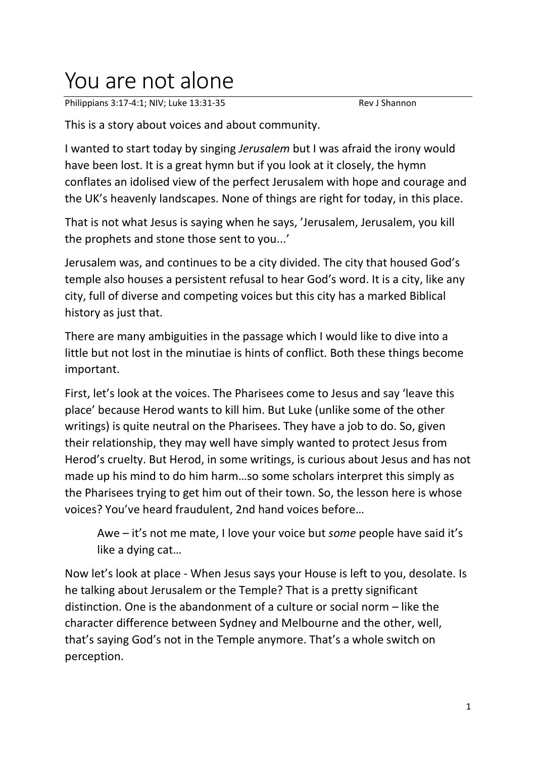# You are not alone

Philippians 3:17-4:1; NIV; Luke 13:31-35 Rev J Shannon

This is a story about voices and about community.

I wanted to start today by singing *Jerusalem* but I was afraid the irony would have been lost. It is a great hymn but if you look at it closely, the hymn conflates an idolised view of the perfect Jerusalem with hope and courage and the UK's heavenly landscapes. None of things are right for today, in this place.

That is not what Jesus is saying when he says, 'Jerusalem, Jerusalem, you kill the prophets and stone those sent to you...'

Jerusalem was, and continues to be a city divided. The city that housed God's temple also houses a persistent refusal to hear God's word. It is a city, like any city, full of diverse and competing voices but this city has a marked Biblical history as just that.

There are many ambiguities in the passage which I would like to dive into a little but not lost in the minutiae is hints of conflict. Both these things become important.

First, let's look at the voices. The Pharisees come to Jesus and say 'leave this place' because Herod wants to kill him. But Luke (unlike some of the other writings) is quite neutral on the Pharisees. They have a job to do. So, given their relationship, they may well have simply wanted to protect Jesus from Herod's cruelty. But Herod, in some writings, is curious about Jesus and has not made up his mind to do him harm…so some scholars interpret this simply as the Pharisees trying to get him out of their town. So, the lesson here is whose voices? You've heard fraudulent, 2nd hand voices before…

> Awe – it's not me mate, I love your voice but *some* people have said it's like a dying cat…

Now let's look at place - When Jesus says your House is left to you, desolate. Is he talking about Jerusalem or the Temple? That is a pretty significant distinction. One is the abandonment of a culture or social norm – like the character difference between Sydney and Melbourne and the other, well, that's saying God's not in the Temple anymore. That's a whole switch on perception.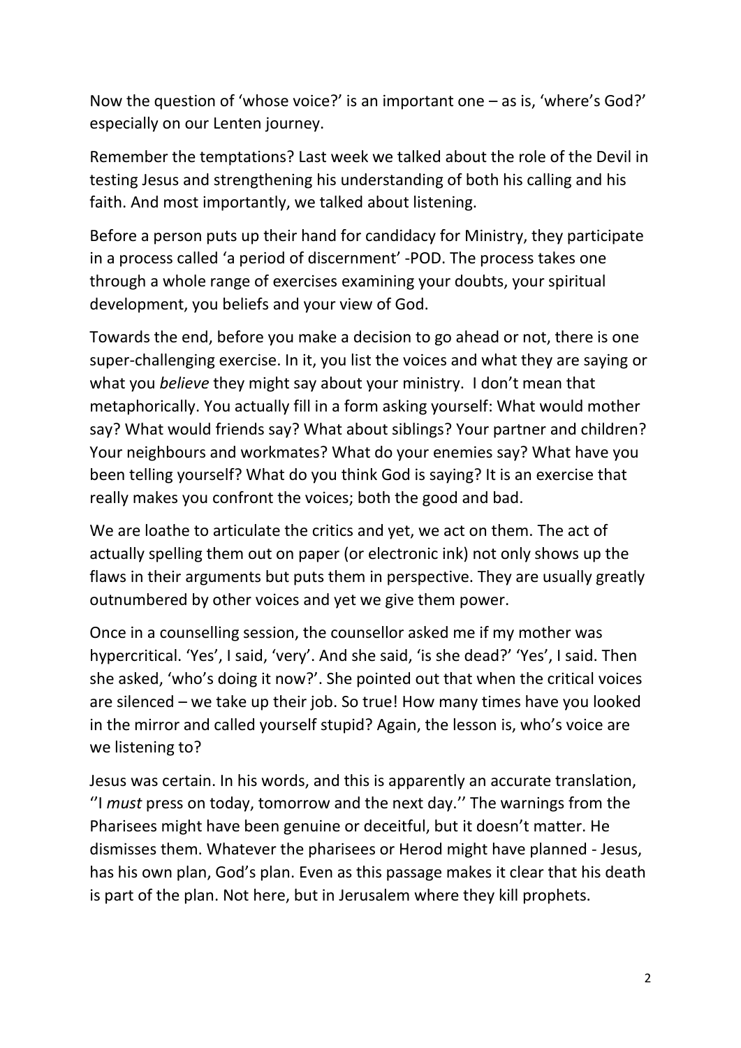Now the question of 'whose voice?' is an important one – as is, 'where's God?' especially on our Lenten journey.

Remember the temptations? Last week we talked about the role of the Devil in testing Jesus and strengthening his understanding of both his calling and his faith. And most importantly, we talked about listening.

Before a person puts up their hand for candidacy for Ministry, they participate in a process called 'a period of discernment' -POD. The process takes one through a whole range of exercises examining your doubts, your spiritual development, you beliefs and your view of God.

Towards the end, before you make a decision to go ahead or not, there is one super-challenging exercise. In it, you list the voices and what they are saying or what you *believe* they might say about your ministry. I don't mean that metaphorically. You actually fill in a form asking yourself: What would mother say? What would friends say? What about siblings? Your partner and children? Your neighbours and workmates? What do your enemies say? What have you been telling yourself? What do you think God is saying? It is an exercise that really makes you confront the voices; both the good and bad.

We are loathe to articulate the critics and yet, we act on them. The act of actually spelling them out on paper (or electronic ink) not only shows up the flaws in their arguments but puts them in perspective. They are usually greatly outnumbered by other voices and yet we give them power.

Once in a counselling session, the counsellor asked me if my mother was hypercritical. 'Yes', I said, 'very'. And she said, 'is she dead?' 'Yes', I said. Then she asked, 'who's doing it now?'. She pointed out that when the critical voices are silenced – we take up their job. So true! How many times have you looked in the mirror and called yourself stupid? Again, the lesson is, who's voice are we listening to?

Jesus was certain. In his words, and this is apparently an accurate translation, ''I *must* press on today, tomorrow and the next day.'' The warnings from the Pharisees might have been genuine or deceitful, but it doesn't matter. He dismisses them. Whatever the pharisees or Herod might have planned - Jesus, has his own plan, God's plan. Even as this passage makes it clear that his death is part of the plan. Not here, but in Jerusalem where they kill prophets.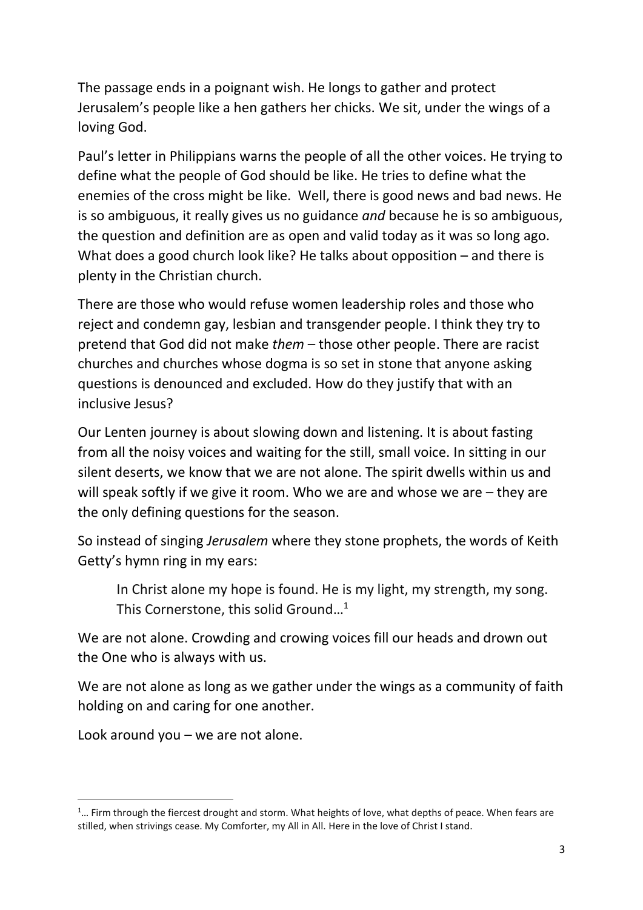The passage ends in a poignant wish. He longs to gather and protect Jerusalem's people like a hen gathers her chicks. We sit, under the wings of a loving God.

Paul's letter in Philippians warns the people of all the other voices. He trying to define what the people of God should be like. He tries to define what the enemies of the cross might be like. Well, there is good news and bad news. He is so ambiguous, it really gives us no guidance *and* because he is so ambiguous, the question and definition are as open and valid today as it was so long ago. What does a good church look like? He talks about opposition – and there is plenty in the Christian church.

There are those who would refuse women leadership roles and those who reject and condemn gay, lesbian and transgender people. I think they try to pretend that God did not make *them* – those other people. There are racist churches and churches whose dogma is so set in stone that anyone asking questions is denounced and excluded. How do they justify that with an inclusive Jesus?

Our Lenten journey is about slowing down and listening. It is about fasting from all the noisy voices and waiting for the still, small voice. In sitting in our silent deserts, we know that we are not alone. The spirit dwells within us and will speak softly if we give it room. Who we are and whose we are – they are the only defining questions for the season.

So instead of singing *Jerusalem* where they stone prophets, the words of Keith Getty's hymn ring in my ears:

> In Christ alone my hope is found. He is my light, my strength, my song. This Cornerstone, this solid Ground…[1]

We are not alone. Crowding and crowing voices fill our heads and drown out the One who is always with us.

We are not alone as long as we gather under the wings as a community of faith holding on and caring for one another.

Look around you – we are not alone.

---

[1]… Firm through the fiercest drought and storm. What heights of love, what depths of peace. When fears are stilled, when strivings cease. My Comforter, my All in All. Here in the love of Christ I stand.